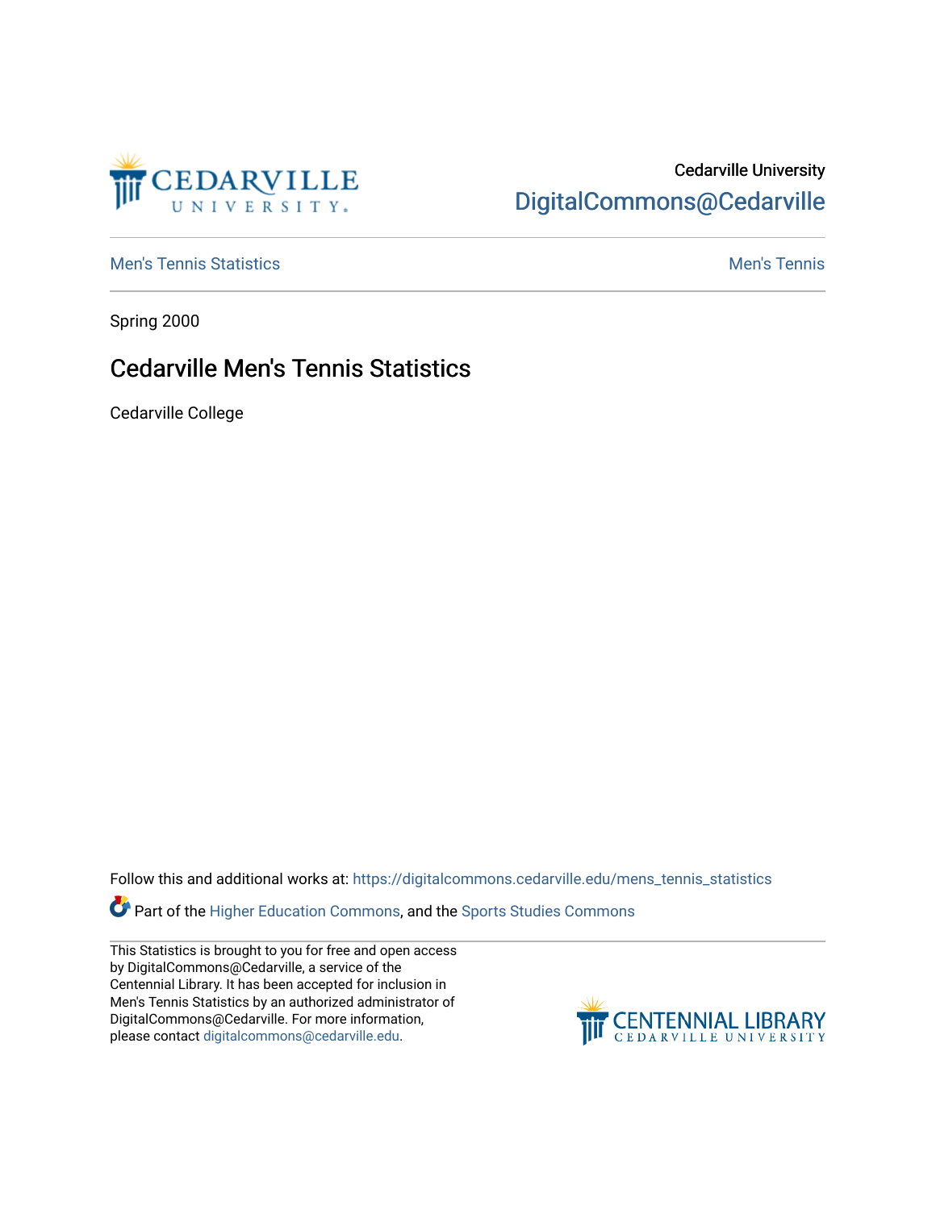Cedarville University
DigitalCommons@Cedarville

Men's Tennis Statistics | Men's Tennis

Spring 2000

# Cedarville Men's Tennis Statistics

Cedarville College

Follow this and additional works at: https://digitalcommons.cedarville.edu/mens_tennis_statistics

Part of the Higher Education Commons, and the Sports Studies Commons

This Statistics is brought to you for free and open access by DigitalCommons@Cedarville, a service of the Centennial Library. It has been accepted for inclusion in Men's Tennis Statistics by an authorized administrator of DigitalCommons@Cedarville. For more information, please contact digitalcommons@cedarville.edu.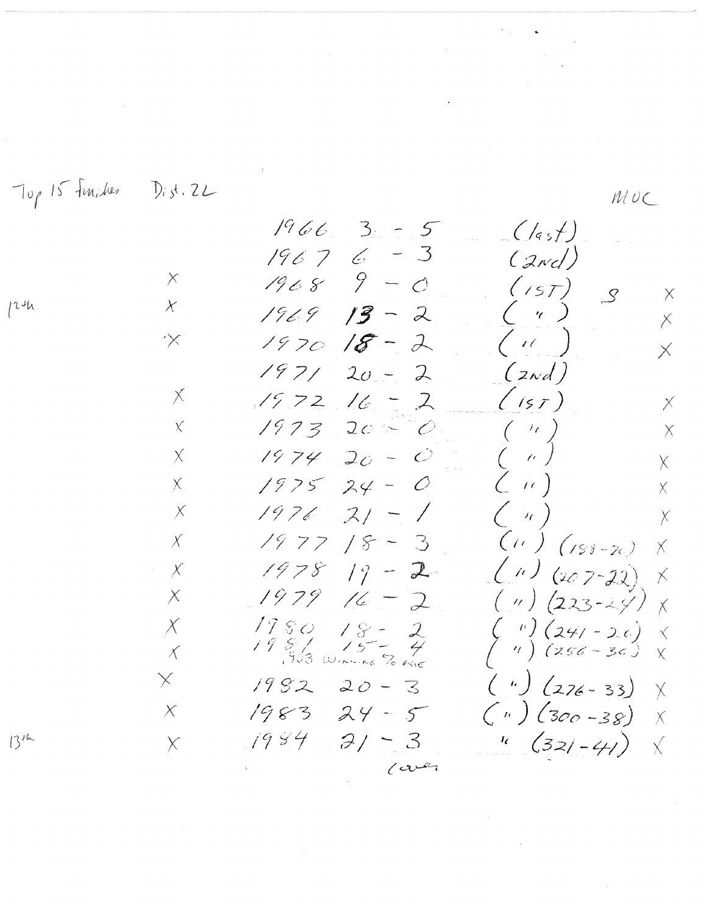Top 15 finishes Dist. 22

MOC

|  |  | Year | Record | Finish |  |  |
|---|---|---|---|---|---|---|
|  |  | 1966 | 3 - 5 | (last) |  |  |
|  |  | 1967 | 6 - 3 | (2nd) |  |  |
|  | X | 1968 | 9 - 0 | (1ST) | S | X |
| 12th | X | 1969 | 13 - 2 | ( " ) |  | X |
|  | X | 1970 | 18 - 2 | ( " ) |  | X |
|  |  | 1971 | 20 - 2 | (2nd) |  |  |
|  | X | 1972 | 16 - 2 | (1ST) |  | X |
|  | X | 1973 | 20 - 0 | ( " ) |  | X |
|  | X | 1974 | 20 - 0 | ( " ) |  | X |
|  | X | 1975 | 24 - 0 | ( " ) |  | X |
|  | X | 1976 | 21 - 1 | ( " ) |  | X |
|  | X | 1977 | 18 - 3 | ( " ) | (188-20) | X |
|  | X | 1978 | 19 - 2 | ( " ) | (207-22) | X |
|  | X | 1979 | 16 - 2 | ( " ) | (223-24) | X |
|  | X | 1980 | 18 - 2 | ( " ) | (241-26) | X |
|  | X | 1981 | 15 - 4 (.903 winning % age) | ( " ) | (256-30) | X |
|  | X | 1982 | 20 - 3 | ( " ) | (276-33) | X |
|  | X | 1983 | 24 - 5 | ( " ) | (300-38) | X |
| 13th | X | 1984 | 21 - 3 | " | (321-41) | X |

(over)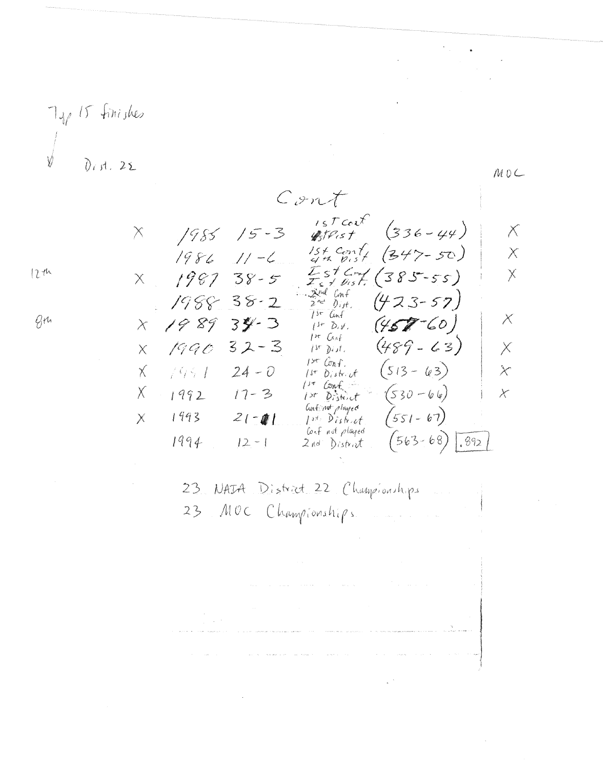Top 15 finishes

↓

Dist. 22

MOC

Cont

| | | | | | | |
|---|---|---|---|---|---|---|
| | X | 1985 | 15-3 | 1st Conf 4th Dist | (336-44) | X |
| | | 1986 | 11-6 | 1st Conf 4th Dist | (347-50) | X |
| 12th | X | 1987 | 38-5 | 1st Conf 1st Dist. | (385-55) | X |
| | | 1988 | 38-2 | 2nd Conf 2nd Dist. | (423-57) | |
| 8th | X | 1989 | 34-3 | 1st Conf 1st Dist. | (457-60) | X |
| | X | 1990 | 32-3 | 1st Conf 1st Dist. | (489-63) | X |
| | X | 1991 | 24-0 | 1st Conf. 1st District | (513-63) | X |
| | X | 1992 | 17-3 | 1st Conf. 1st District | (530-66) | X |
| | X | 1993 | 21-1 | Conf not played 1st District | (551-67) | |
| | | 1994 | 12-1 | Conf not played 2nd District | (563-68) .892 | |

23 NAIA District 22 Championships

23 MOC Championships